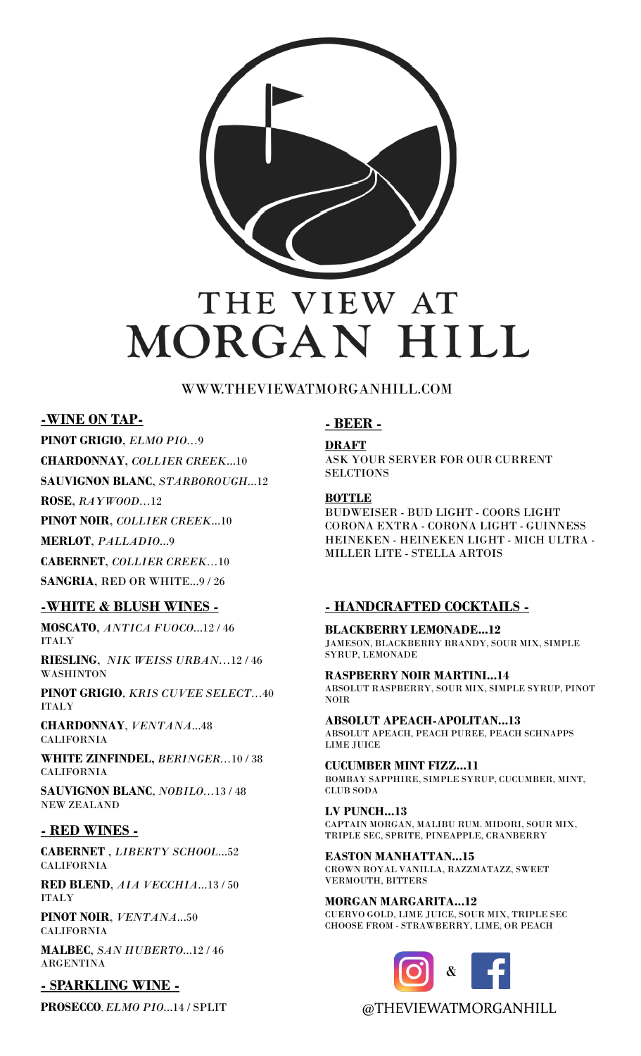# THE VIEW AT MORGAN HILL

WWW.THEVIEWATMORGANHILL.COM

## -WINE ON TAP-

**PINOT GRIGIO**, *ELMO PIO*...9

**CHARDONNAY**, *COLLIER CREEK*...10

**SAUVIGNON BLANC**, *STARBOROUGH*...12

**ROSE**, *RAYWOOD*...12

**PINOT NOIR**, *COLLIER CREEK*...10

**MERLOT**, *PALLADIO*...9

**CABERNET**, *COLLIER CREEK*...10

**SANGRIA**, RED OR WHITE...9 / 26

## -WHITE & BLUSH WINES -

**MOSCATO**, *ANTICA FUOCO*...12 / 46
ITALY

**RIESLING**, *NIK WEISS URBAN*...12 / 46
WASHINTON

**PINOT GRIGIO**, *KRIS CUVEE SELECT*...40
ITALY

**CHARDONNAY**, *VENTANA*...48
CALIFORNIA

**WHITE ZINFINDEL,** *BERINGER*...10 / 38
CALIFORNIA

**SAUVIGNON BLANC**, *NOBILO*...13 / 48
NEW ZEALAND

## - RED WINES -

**CABERNET** , *LIBERTY SCHOOL*...52
CALIFORNIA

**RED BLEND**, *AIA VECCHIA*...13 / 50
ITALY

**PINOT NOIR**, *VENTANA*...50
CALIFORNIA

**MALBEC**, *SAN HUBERTO*...12 / 46
ARGENTINA

## - SPARKLING WINE -

**PROSECCO**, *ELMO PIO*...14 / SPLIT

## - BEER -

**DRAFT**
ASK YOUR SERVER FOR OUR CURRENT SELCTIONS

**BOTTLE**
BUDWEISER - BUD LIGHT - COORS LIGHT
CORONA EXTRA - CORONA LIGHT - GUINNESS
HEINEKEN - HEINEKEN LIGHT - MICH ULTRA -
MILLER LITE - STELLA ARTOIS

## - HANDCRAFTED COCKTAILS -

**BLACKBERRY LEMONADE...12**
JAMESON, BLACKBERRY BRANDY, SOUR MIX, SIMPLE SYRUP, LEMONADE

**RASPBERRY NOIR MARTINI...14**
ABSOLUT RASPBERRY, SOUR MIX, SIMPLE SYRUP, PINOT NOIR

**ABSOLUT APEACH-APOLITAN...13**
ABSOLUT APEACH, PEACH PUREE, PEACH SCHNAPPS LIME JUICE

**CUCUMBER MINT FIZZ...11**
BOMBAY SAPPHIRE, SIMPLE SYRUP, CUCUMBER, MINT, CLUB SODA

**LV PUNCH...13**
CAPTAIN MORGAN, MALIBU RUM. MIDORI, SOUR MIX, TRIPLE SEC, SPRITE, PINEAPPLE, CRANBERRY

**EASTON MANHATTAN...15**
CROWN ROYAL VANILLA, RAZZMATAZZ, SWEET VERMOUTH, BITTERS

**MORGAN MARGARITA...12**
CUERVO GOLD, LIME JUICE, SOUR MIX, TRIPLE SEC
CHOOSE FROM - STRAWBERRY, LIME, OR PEACH

&

@THEVIEWATMORGANHILL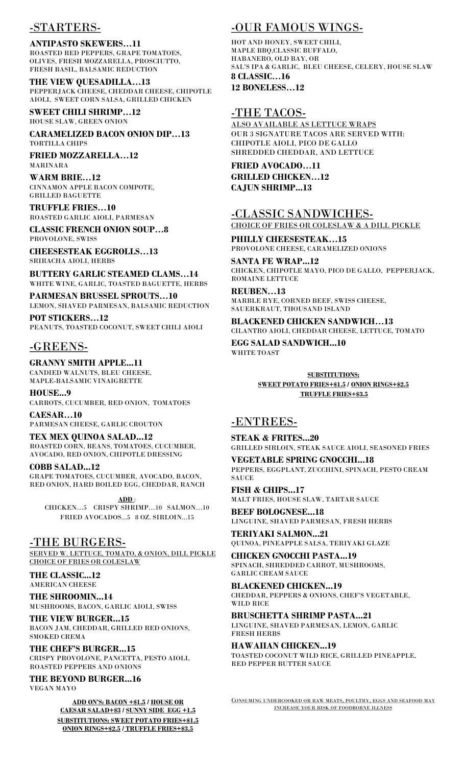## -STARTERS-

**ANTIPASTO SKEWERS…11**
ROASTED RED PEPPERS, GRAPE TOMATOES, OLIVES, FRESH MOZZARELLA, PROSCIUTTO, FRESH BASIL, BALSAMIC REDUCTION

**THE VIEW QUESADILLA…13**
PEPPERJACK CHEESE, CHEDDAR CHEESE, CHIPOTLE AIOLI, SWEET CORN SALSA, GRILLED CHICKEN

**SWEET CHILI SHRIMP…12**
HOUSE SLAW, GREEN ONION

**CARAMELIZED BACON ONION DIP…13**
TORTILLA CHIPS

**FRIED MOZZARELLA…12**
MARINARA

**WARM BRIE…12**
CINNAMON APPLE BACON COMPOTE, GRILLED BAGUETTE

**TRUFFLE FRIES…10**
ROASTED GARLIC AIOLI, PARMESAN

**CLASSIC FRENCH ONION SOUP…8**
PROVOLONE, SWISS

**CHEESESTEAK EGGROLLS…13**
SRIRACHA AIOLI, HERBS

**BUTTERY GARLIC STEAMED CLAMS…14**
WHITE WINE, GARLIC, TOASTED BAGUETTE, HERBS

**PARMESAN BRUSSEL SPROUTS…10**
LEMON, SHAVED PARMESAN, BALSAMIC REDUCTION

**POT STICKERS…12**
PEANUTS, TOASTED COCONUT, SWEET CHILI AIOLI

## -GREENS-

**GRANNY SMITH APPLE...11**
CANDIED WALNUTS, BLEU CHEESE, MAPLE-BALSAMIC VINAIGRETTE

**HOUSE...9**
CARROTS, CUCUMBER, RED ONION, TOMATOES

**CAESAR…10**
PARMESAN CHEESE, GARLIC CROUTON

**TEX MEX QUINOA SALAD...12**
ROASTED CORN, BEANS, TOMATOES, CUCUMBER, AVOCADO, RED ONION, CHIPOTLE DRESSING

**COBB SALAD...12**
GRAPE TOMATOES, CUCUMBER, AVOCADO, BACON, RED ONION, HARD BOILED EGG, CHEDDAR, RANCH

**ADD**:
CHICKEN…5 CRISPY SHRIMP…10 SALMON…10
FRIED AVOCADOS...5 8 OZ. SIRLOIN…15

## -THE BURGERS-

SERVED W. LETTUCE, TOMATO, & ONION, DILL PICKLE
CHOICE OF FRIES OR COLESLAW

**THE CLASSIC...12**
AMERICAN CHEESE

**THE SHROOMIN...14**
MUSHROOMS, BACON, GARLIC AIOLI, SWISS

**THE VIEW BURGER...15**
BACON JAM, CHEDDAR, GRILLED RED ONIONS, SMOKED CREMA

**THE CHEF'S BURGER...15**
CRISPY PROVOLONE, PANCETTA, PESTO AIOLI, ROASTED PEPPERS AND ONIONS

**THE BEYOND BURGER...16**
VEGAN MAYO

**ADD ON'S: BACON +$1.5 / HOUSE OR CAESAR SALAD+$3 / SUNNY SIDE EGG +1.5**
**SUBSTITUTIONS: SWEET POTATO FRIES+$1.5 ONION RINGS+$2.5 / TRUFFLE FRIES+$3.5**

## -OUR FAMOUS WINGS-

HOT AND HONEY, SWEET CHILI, MAPLE BBQ,CLASSIC BUFFALO, HABANERO, OLD BAY, OR SAL'S IPA & GARLIC, BLEU CHEESE, CELERY, HOUSE SLAW

**8 CLASSIC…16**
**12 BONELESS…12**

## -THE TACOS-

ALSO AVAILABLE AS LETTUCE WRAPS
OUR 3 SIGNATURE TACOS ARE SERVED WITH: CHIPOTLE AIOLI, PICO DE GALLO SHREDDED CHEDDAR, AND LETTUCE

**FRIED AVOCADO…11**
**GRILLED CHICKEN…12**
**CAJUN SHRIMP...13**

## -CLASSIC SANDWICHES-

CHOICE OF FRIES OR COLESLAW & A DILL PICKLE

**PHILLY CHEESESTEAK…15**
PROVOLONE CHEESE, CARAMELIZED ONIONS

**SANTA FE WRAP...12**
CHICKEN, CHIPOTLE MAYO, PICO DE GALLO, PEPPERJACK, ROMAINE LETTUCE

**REUBEN…13**
MARBLE RYE, CORNED BEEF, SWISS CHEESE, SAUERKRAUT, THOUSAND ISLAND

**BLACKENED CHICKEN SANDWICH…13**
CILANTRO AIOLI, CHEDDAR CHEESE, LETTUCE, TOMATO

**EGG SALAD SANDWICH...10**
WHITE TOAST

**SUBSTITUTIONS:**
**SWEET POTATO FRIES+$1.5 / ONION RINGS+$2.5**
**TRUFFLE FRIES+$3.5**

## -ENTREES-

**STEAK & FRITES...20**
GRILLED SIRLOIN, STEAK SAUCE AIOLI, SEASONED FRIES

**VEGETABLE SPRING GNOCCHI...18**
PEPPERS, EGGPLANT, ZUCCHINI, SPINACH, PESTO CREAM SAUCE

**FISH & CHIPS...17**
MALT FRIES, HOUSE SLAW, TARTAR SAUCE

**BEEF BOLOGNESE...18**
LINGUINE, SHAVED PARMESAN, FRESH HERBS

**TERIYAKI SALMON...21**
QUINOA, PINEAPPLE SALSA, TERIYAKI GLAZE

**CHICKEN GNOCCHI PASTA...19**
SPINACH, SHREDDED CARROT, MUSHROOMS, GARLIC CREAM SAUCE

**BLACKENED CHICKEN...19**
CHEDDAR, PEPPERS & ONIONS, CHEF'S VEGETABLE, WILD RICE

**BRUSCHETTA SHRIMP PASTA...21**
LINGUINE, SHAVED PARMESAN, LEMON, GARLIC FRESH HERBS

**HAWAIIAN CHICKEN...19**
TOASTED COCONUT WILD RICE, GRILLED PINEAPPLE, RED PEPPER BUTTER SAUCE

CONSUMING UNDERCOOKED OR RAW MEATS, POULTRY, EGGS AND SEAFOOD MAY INCREASE YOUR RISK OF FOODBORNE ILLNESS